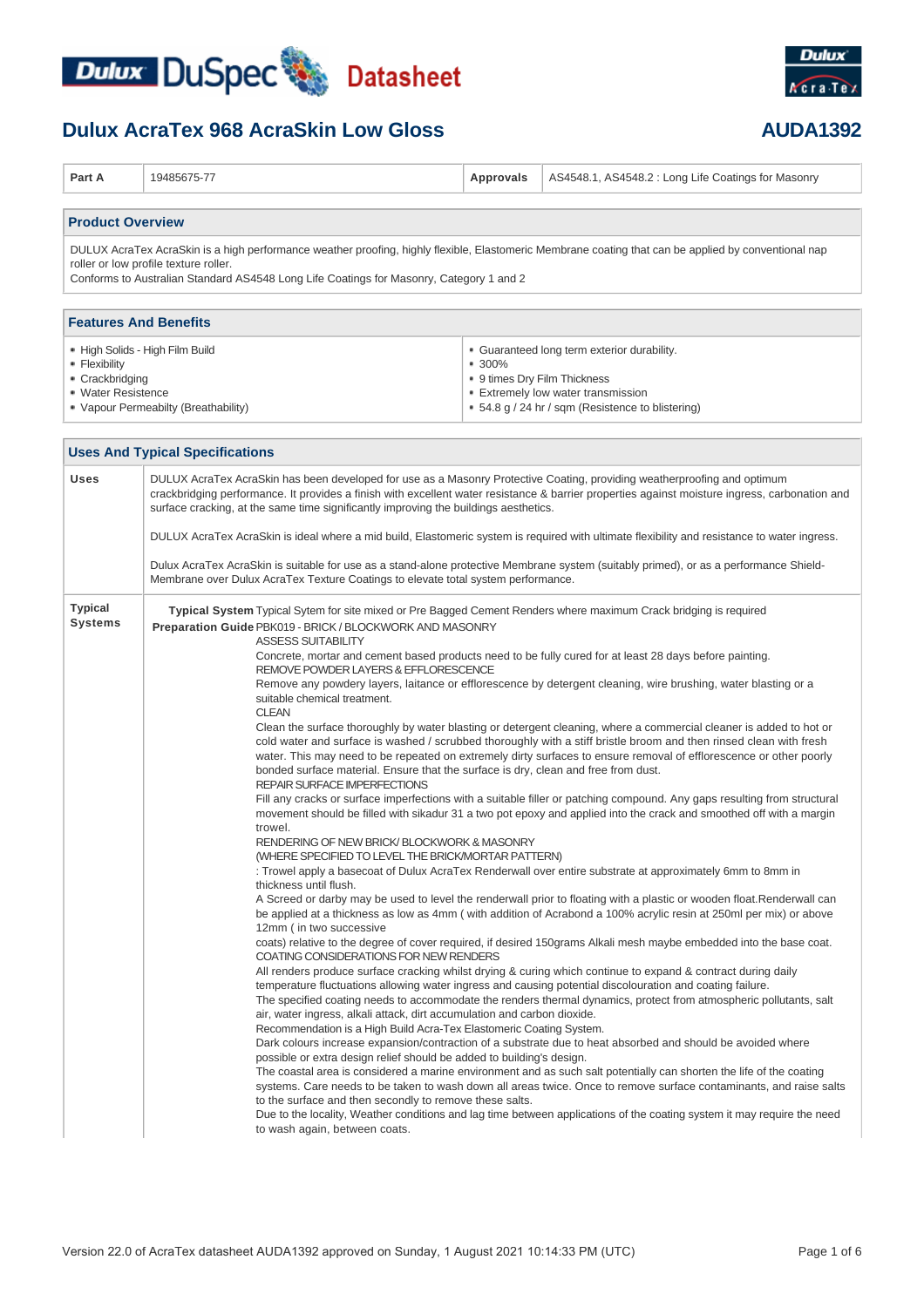# Dulux DuSpec Datasheet

## Dulux AcraTex 968 AcraSkin Low Gloss

**AUDA1392**

| Part A | 19485675-77 | Approvals | AS4548.1, AS4548.2 : Long Life Coatings for Masonry |
|---|---|---|---|

### Product Overview

DULUX AcraTex AcraSkin is a high performance weather proofing, highly flexible, Elastomeric Membrane coating that can be applied by conventional nap roller or low profile texture roller.
Conforms to Australian Standard AS4548 Long Life Coatings for Masonry, Category 1 and 2

### Features And Benefits

| | |
|---|---|
| • High Solids - High Film Build | • Guaranteed long term exterior durability. |
| • Flexibility | • 300% |
| • Crackbridging | • 9 times Dry Film Thickness |
| • Water Resistence | • Extremely low water transmission |
| • Vapour Permeabilty (Breathability) | • 54.8 g / 24 hr / sqm (Resistence to blistering) |

### Uses And Typical Specifications

**Uses**

DULUX AcraTex AcraSkin has been developed for use as a Masonry Protective Coating, providing weatherproofing and optimum crackbridging performance. It provides a finish with excellent water resistance & barrier properties against moisture ingress, carbonation and surface cracking, at the same time significantly improving the buildings aesthetics.

DULUX AcraTex AcraSkin is ideal where a mid build, Elastomeric system is required with ultimate flexibility and resistance to water ingress.

Dulux AcraTex AcraSkin is suitable for use as a stand-alone protective Membrane system (suitably primed), or as a performance Shield-Membrane over Dulux AcraTex Texture Coatings to elevate total system performance.

**Typical Systems**

**Typical System** Typical Sytem for site mixed or Pre Bagged Cement Renders where maximum Crack bridging is required

**Preparation Guide** PBK019 - BRICK / BLOCKWORK AND MASONRY

ASSESS SUITABILITY

Concrete, mortar and cement based products need to be fully cured for at least 28 days before painting.

REMOVE POWDER LAYERS & EFFLORESCENCE

Remove any powdery layers, laitance or efflorescence by detergent cleaning, wire brushing, water blasting or a suitable chemical treatment.

CLEAN

Clean the surface thoroughly by water blasting or detergent cleaning, where a commercial cleaner is added to hot or cold water and surface is washed / scrubbed thoroughly with a stiff bristle broom and then rinsed clean with fresh water. This may need to be repeated on extremely dirty surfaces to ensure removal of efflorescence or other poorly bonded surface material. Ensure that the surface is dry, clean and free from dust.

REPAIR SURFACE IMPERFECTIONS

Fill any cracks or surface imperfections with a suitable filler or patching compound. Any gaps resulting from structural movement should be filled with sikadur 31 a two pot epoxy and applied into the crack and smoothed off with a margin trowel.

RENDERING OF NEW BRICK/ BLOCKWORK & MASONRY
(WHERE SPECIFIED TO LEVEL THE BRICK/MORTAR PATTERN)

: Trowel apply a basecoat of Dulux AcraTex Renderwall over entire substrate at approximately 6mm to 8mm in thickness until flush.

A Screed or darby may be used to level the renderwall prior to floating with a plastic or wooden float.Renderwall can be applied at a thickness as low as 4mm ( with addition of Acrabond a 100% acrylic resin at 250ml per mix) or above 12mm ( in two successive coats) relative to the degree of cover required, if desired 150grams Alkali mesh maybe embedded into the base coat.

COATING CONSIDERATIONS FOR NEW RENDERS

All renders produce surface cracking whilst drying & curing which continue to expand & contract during daily temperature fluctuations allowing water ingress and causing potential discolouration and coating failure.

The specified coating needs to accommodate the renders thermal dynamics, protect from atmospheric pollutants, salt air, water ingress, alkali attack, dirt accumulation and carbon dioxide.

Recommendation is a High Build Acra-Tex Elastomeric Coating System.

Dark colours increase expansion/contraction of a substrate due to heat absorbed and should be avoided where possible or extra design relief should be added to building's design.

The coastal area is considered a marine environment and as such salt potentially can shorten the life of the coating systems. Care needs to be taken to wash down all areas twice. Once to remove surface contaminants, and raise salts to the surface and then secondly to remove these salts.

Due to the locality, Weather conditions and lag time between applications of the coating system it may require the need to wash again, between coats.

Version 22.0 of AcraTex datasheet AUDA1392 approved on Sunday, 1 August 2021 10:14:33 PM (UTC)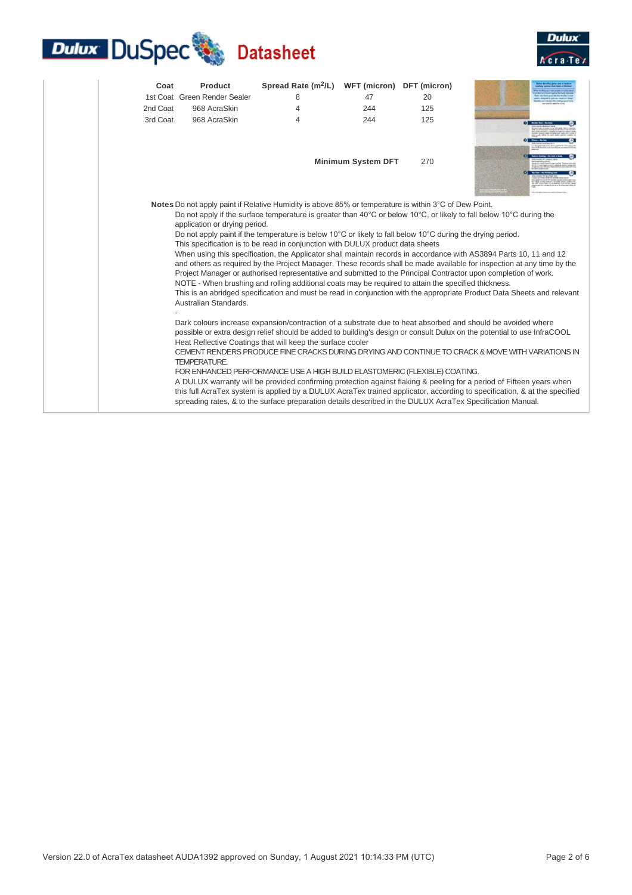| Coat | Product | Spread Rate ($m^2/L$) | WFT (micron) | DFT (micron) |
|---|---|---|---|---|
| 1st Coat | Green Render Sealer | 8 | 47 | 20 |
| 2nd Coat | 968 AcraSkin | 4 | 244 | 125 |
| 3rd Coat | 968 AcraSkin | 4 | 244 | 125 |
| | | | Minimum System DFT | 270 |

**Notes** Do not apply paint if Relative Humidity is above 85% or temperature is within 3°C of Dew Point.

Do not apply if the surface temperature is greater than 40°C or below 10°C, or likely to fall below 10°C during the application or drying period.

Do not apply paint if the temperature is below 10°C or likely to fall below 10°C during the drying period.

This specification is to be read in conjunction with DULUX product data sheets

When using this specification, the Applicator shall maintain records in accordance with AS3894 Parts 10, 11 and 12 and others as required by the Project Manager. These records shall be made available for inspection at any time by the Project Manager or authorised representative and submitted to the Principal Contractor upon completion of work.

NOTE - When brushing and rolling additional coats may be required to attain the specified thickness.

This is an abridged specification and must be read in conjunction with the appropriate Product Data Sheets and relevant Australian Standards.

-

Dark colours increase expansion/contraction of a substrate due to heat absorbed and should be avoided where possible or extra design relief should be added to building's design or consult Dulux on the potential to use InfraCOOL Heat Reflective Coatings that will keep the surface cooler

CEMENT RENDERS PRODUCE FINE CRACKS DURING DRYING AND CONTINUE TO CRACK & MOVE WITH VARIATIONS IN TEMPERATURE.

FOR ENHANCED PERFORMANCE USE A HIGH BUILD ELASTOMERIC (FLEXIBLE) COATING.

A DULUX warranty will be provided confirming protection against flaking & peeling for a period of Fifteen years when this full AcraTex system is applied by a DULUX AcraTex trained applicator, according to specification, & at the specified spreading rates, & to the surface preparation details described in the DULUX AcraTex Specification Manual.

Version 22.0 of AcraTex datasheet AUDA1392 approved on Sunday, 1 August 2021 10:14:33 PM (UTC)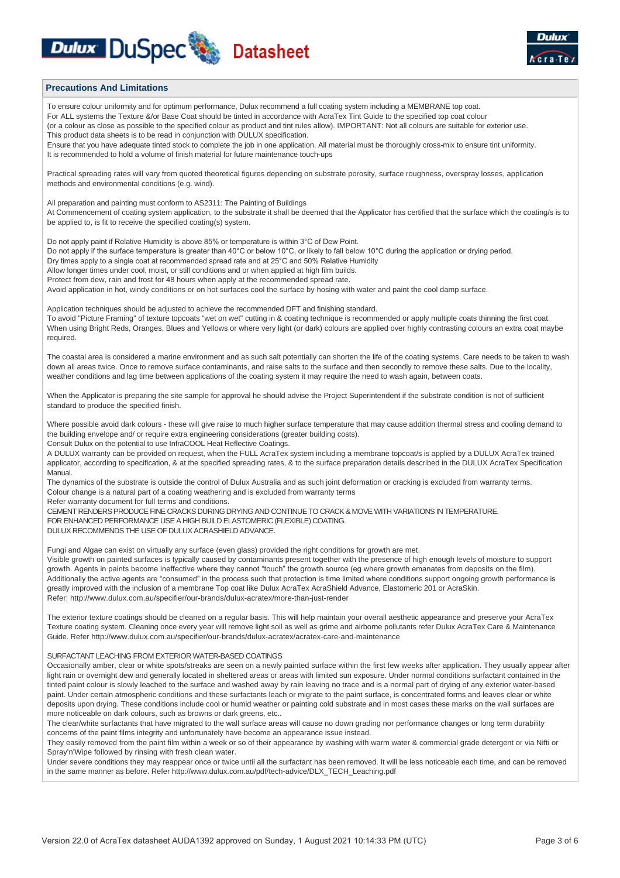## Precautions And Limitations

To ensure colour uniformity and for optimum performance, Dulux recommend a full coating system including a MEMBRANE top coat.
For ALL systems the Texture &/or Base Coat should be tinted in accordance with AcraTex Tint Guide to the specified top coat colour
(or a colour as close as possible to the specified colour as product and tint rules allow). IMPORTANT: Not all colours are suitable for exterior use.
This product data sheets is to be read in conjunction with DULUX specification.
Ensure that you have adequate tinted stock to complete the job in one application. All material must be thoroughly cross-mix to ensure tint uniformity.
It is recommended to hold a volume of finish material for future maintenance touch-ups

Practical spreading rates will vary from quoted theoretical figures depending on substrate porosity, surface roughness, overspray losses, application methods and environmental conditions (e.g. wind).

All preparation and painting must conform to AS2311: The Painting of Buildings
At Commencement of coating system application, to the substrate it shall be deemed that the Applicator has certified that the surface which the coating/s is to be applied to, is fit to receive the specified coating(s) system.

Do not apply paint if Relative Humidity is above 85% or temperature is within 3°C of Dew Point.
Do not apply if the surface temperature is greater than 40°C or below 10°C, or likely to fall below 10°C during the application or drying period.
Dry times apply to a single coat at recommended spread rate and at 25°C and 50% Relative Humidity
Allow longer times under cool, moist, or still conditions and or when applied at high film builds.
Protect from dew, rain and frost for 48 hours when apply at the recommended spread rate.
Avoid application in hot, windy conditions or on hot surfaces cool the surface by hosing with water and paint the cool damp surface.

Application techniques should be adjusted to achieve the recommended DFT and finishing standard.
To avoid "Picture Framing" of texture topcoats "wet on wet" cutting in & coating technique is recommended or apply multiple coats thinning the first coat.
When using Bright Reds, Oranges, Blues and Yellows or where very light (or dark) colours are applied over highly contrasting colours an extra coat maybe required.

The coastal area is considered a marine environment and as such salt potentially can shorten the life of the coating systems. Care needs to be taken to wash down all areas twice. Once to remove surface contaminants, and raise salts to the surface and then secondly to remove these salts. Due to the locality, weather conditions and lag time between applications of the coating system it may require the need to wash again, between coats.

When the Applicator is preparing the site sample for approval he should advise the Project Superintendent if the substrate condition is not of sufficient standard to produce the specified finish.

Where possible avoid dark colours - these will give raise to much higher surface temperature that may cause addition thermal stress and cooling demand to the building envelope and/ or require extra engineering considerations (greater building costs).
Consult Dulux on the potential to use InfraCOOL Heat Reflective Coatings.
A DULUX warranty can be provided on request, when the FULL AcraTex system including a membrane topcoat/s is applied by a DULUX AcraTex trained applicator, according to specification, & at the specified spreading rates, & to the surface preparation details described in the DULUX AcraTex Specification Manual.
The dynamics of the substrate is outside the control of Dulux Australia and as such joint deformation or cracking is excluded from warranty terms.
Colour change is a natural part of a coating weathering and is excluded from warranty terms
Refer warranty document for full terms and conditions.
CEMENT RENDERS PRODUCE FINE CRACKS DURING DRYING AND CONTINUE TO CRACK & MOVE WITH VARIATIONS IN TEMPERATURE.
FOR ENHANCED PERFORMANCE USE A HIGH BUILD ELASTOMERIC (FLEXIBLE) COATING.
DULUX RECOMMENDS THE USE OF DULUX ACRASHIELD ADVANCE.

Fungi and Algae can exist on virtually any surface (even glass) provided the right conditions for growth are met.
Visible growth on painted surfaces is typically caused by contaminants present together with the presence of high enough levels of moisture to support growth. Agents in paints become ineffective where they cannot "touch" the growth source (eg where growth emanates from deposits on the film).
Additionally the active agents are "consumed" in the process such that protection is time limited where conditions support ongoing growth performance is greatly improved with the inclusion of a membrane Top coat like Dulux AcraTex AcraShield Advance, Elastomeric 201 or AcraSkin.
Refer: http://www.dulux.com.au/specifier/our-brands/dulux-acratex/more-than-just-render

The exterior texture coatings should be cleaned on a regular basis. This will help maintain your overall aesthetic appearance and preserve your AcraTex Texture coating system. Cleaning once every year will remove light soil as well as grime and airborne pollutants refer Dulux AcraTex Care & Maintenance Guide. Refer http://www.dulux.com.au/specifier/our-brands/dulux-acratex/acratex-care-and-maintenance

SURFACTANT LEACHING FROM EXTERIOR WATER-BASED COATINGS
Occasionally amber, clear or white spots/streaks are seen on a newly painted surface within the first few weeks after application. They usually appear after light rain or overnight dew and generally located in sheltered areas or areas with limited sun exposure. Under normal conditions surfactant contained in the tinted paint colour is slowly leached to the surface and washed away by rain leaving no trace and is a normal part of drying of any exterior water-based paint. Under certain atmospheric conditions and these surfactants leach or migrate to the paint surface, is concentrated forms and leaves clear or white deposits upon drying. These conditions include cool or humid weather or painting cold substrate and in most cases these marks on the wall surfaces are more noticeable on dark colours, such as browns or dark greens, etc..
The clear/white surfactants that have migrated to the wall surface areas will cause no down grading nor performance changes or long term durability concerns of the paint films integrity and unfortunately have become an appearance issue instead.
They easily removed from the paint film within a week or so of their appearance by washing with warm water & commercial grade detergent or via Nifti or Spray'n'Wipe followed by rinsing with fresh clean water.
Under severe conditions they may reappear once or twice until all the surfactant has been removed. It will be less noticeable each time, and can be removed in the same manner as before. Refer http://www.dulux.com.au/pdf/tech-advice/DLX_TECH_Leaching.pdf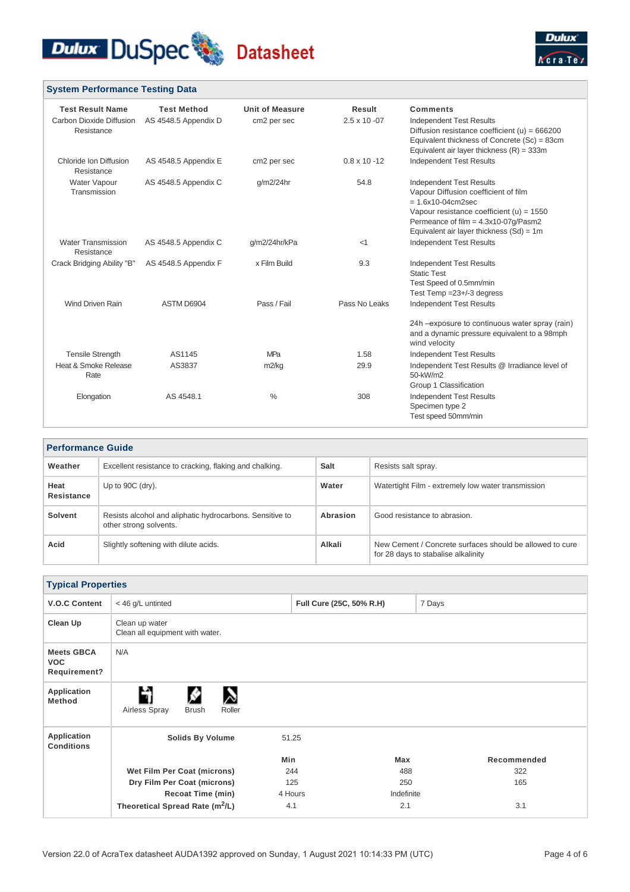## System Performance Testing Data

| Test Result Name | Test Method | Unit of Measure | Result | Comments |
|---|---|---|---|---|
| Carbon Dioxide Diffusion Resistance | AS 4548.5 Appendix D | cm2 per sec | 2.5 x 10 -07 | Independent Test Results<br>Diffusion resistance coefficient (u) = 666200<br>Equivalent thickness of Concrete (Sc) = 83cm<br>Equivalent air layer thickness (R) = 333m |
| Chloride Ion Diffusion Resistance | AS 4548.5 Appendix E | cm2 per sec | 0.8 x 10 -12 | Independent Test Results |
| Water Vapour Transmission | AS 4548.5 Appendix C | g/m2/24hr | 54.8 | Independent Test Results<br>Vapour Diffusion coefficient of film = 1.6x10-04cm2sec<br>Vapour resistance coefficient (u) = 1550<br>Permeance of film = 4.3x10-07g/Pasm2<br>Equivalent air layer thickness (Sd) = 1m |
| Water Transmission Resistance | AS 4548.5 Appendix C | g/m2/24hr/kPa | <1 | Independent Test Results |
| Crack Bridging Ability "B" | AS 4548.5 Appendix F | x Film Build | 9.3 | Independent Test Results<br>Static Test<br>Test Speed of 0.5mm/min<br>Test Temp =23+/-3 degress |
| Wind Driven Rain | ASTM D6904 | Pass / Fail | Pass No Leaks | Independent Test Results<br><br>24h –exposure to continuous water spray (rain) and a dynamic pressure equivalent to a 98mph wind velocity |
| Tensile Strength | AS1145 | MPa | 1.58 | Independent Test Results |
| Heat & Smoke Release Rate | AS3837 | m2/kg | 29.9 | Independent Test Results @ Irradiance level of 50-kW/m2<br>Group 1 Classification |
| Elongation | AS 4548.1 | % | 308 | Independent Test Results<br>Specimen type 2<br>Test speed 50mm/min |

## Performance Guide

| | | | |
|---|---|---|---|
| **Weather** | Excellent resistance to cracking, flaking and chalking. | **Salt** | Resists salt spray. |
| **Heat Resistance** | Up to 90C (dry). | **Water** | Watertight Film - extremely low water transmission |
| **Solvent** | Resists alcohol and aliphatic hydrocarbons. Sensitive to other strong solvents. | **Abrasion** | Good resistance to abrasion. |
| **Acid** | Slightly softening with dilute acids. | **Alkali** | New Cement / Concrete surfaces should be allowed to cure for 28 days to stabalise alkalinity |

## Typical Properties

| | | | |
|---|---|---|---|
| **V.O.C Content** | < 46 g/L untinted | **Full Cure (25C, 50% R.H)** | 7 Days |
| **Clean Up** | Clean up water<br>Clean all equipment with water. | | |
| **Meets GBCA VOC Requirement?** | N/A | | |
| **Application Method** | Airless Spray, Brush, Roller | | |

**Application Conditions**

| | Min | Max | Recommended |
|---|---|---|---|
| **Solids By Volume** | 51.25 | | |
| **Wet Film Per Coat (microns)** | 244 | 488 | 322 |
| **Dry Film Per Coat (microns)** | 125 | 250 | 165 |
| **Recoat Time (min)** | 4 Hours | Indefinite | |
| **Theoretical Spread Rate ($m^2$/L)** | 4.1 | 2.1 | 3.1 |

Version 22.0 of AcraTex datasheet AUDA1392 approved on Sunday, 1 August 2021 10:14:33 PM (UTC)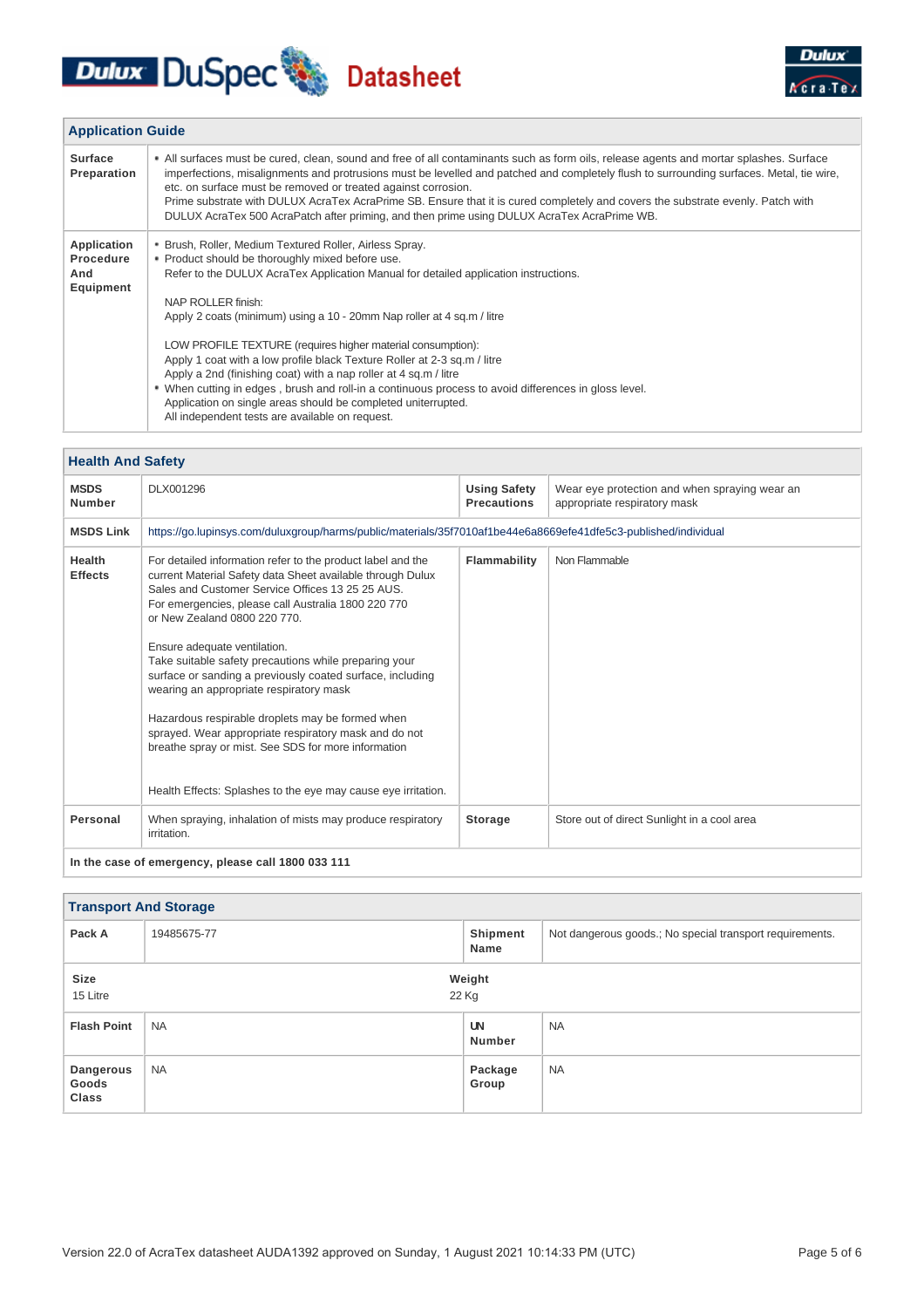## Application Guide

| | |
|---|---|
| **Surface Preparation** | • All surfaces must be cured, clean, sound and free of all contaminants such as form oils, release agents and mortar splashes. Surface imperfections, misalignments and protrusions must be levelled and patched and completely flush to surrounding surfaces. Metal, tie wire, etc. on surface must be removed or treated against corrosion.<br>Prime substrate with DULUX AcraTex AcraPrime SB. Ensure that it is cured completely and covers the substrate evenly. Patch with DULUX AcraTex 500 AcraPatch after priming, and then prime using DULUX AcraTex AcraPrime WB. |
| **Application Procedure And Equipment** | • Brush, Roller, Medium Textured Roller, Airless Spray.<br>• Product should be thoroughly mixed before use.<br>Refer to the DULUX AcraTex Application Manual for detailed application instructions.<br><br>NAP ROLLER finish:<br>Apply 2 coats (minimum) using a 10 - 20mm Nap roller at 4 sq.m / litre<br><br>LOW PROFILE TEXTURE (requires higher material consumption):<br>Apply 1 coat with a low profile black Texture Roller at 2-3 sq.m / litre<br>Apply a 2nd (finishing coat) with a nap roller at 4 sq.m / litre<br>• When cutting in edges , brush and roll-in a continuous process to avoid differences in gloss level.<br>Application on single areas should be completed uninterrupted.<br>All independent tests are available on request. |

## Health And Safety

| | | | |
|---|---|---|---|
| **MSDS Number** | DLX001296 | **Using Safety Precautions** | Wear eye protection and when spraying wear an appropriate respiratory mask |
| **MSDS Link** | https://go.lupinsys.com/duluxgroup/harms/public/materials/35f7010af1be44e6a8669efe41dfe5c3-published/individual | | |
| **Health Effects** | For detailed information refer to the product label and the current Material Safety data Sheet available through Dulux Sales and Customer Service Offices 13 25 25 AUS.<br>For emergencies, please call Australia 1800 220 770<br>or New Zealand 0800 220 770.<br><br>Ensure adequate ventilation.<br>Take suitable safety precautions while preparing your surface or sanding a previously coated surface, including wearing an appropriate respiratory mask<br><br>Hazardous respirable droplets may be formed when sprayed. Wear appropriate respiratory mask and do not breathe spray or mist. See SDS for more information<br><br>Health Effects: Splashes to the eye may cause eye irritation. | **Flammability** | Non Flammable |
| **Personal** | When spraying, inhalation of mists may produce respiratory irritation. | **Storage** | Store out of direct Sunlight in a cool area |

**In the case of emergency, please call 1800 033 111**

## Transport And Storage

| | | | |
|---|---|---|---|
| **Pack A** | 19485675-77 | **Shipment Name** | Not dangerous goods.; No special transport requirements. |
| **Size**<br>15 Litre | | **Weight**<br>22 Kg | |
| **Flash Point** | NA | **UN Number** | NA |
| **Dangerous Goods Class** | NA | **Package Group** | NA |

Version 22.0 of AcraTex datasheet AUDA1392 approved on Sunday, 1 August 2021 10:14:33 PM (UTC)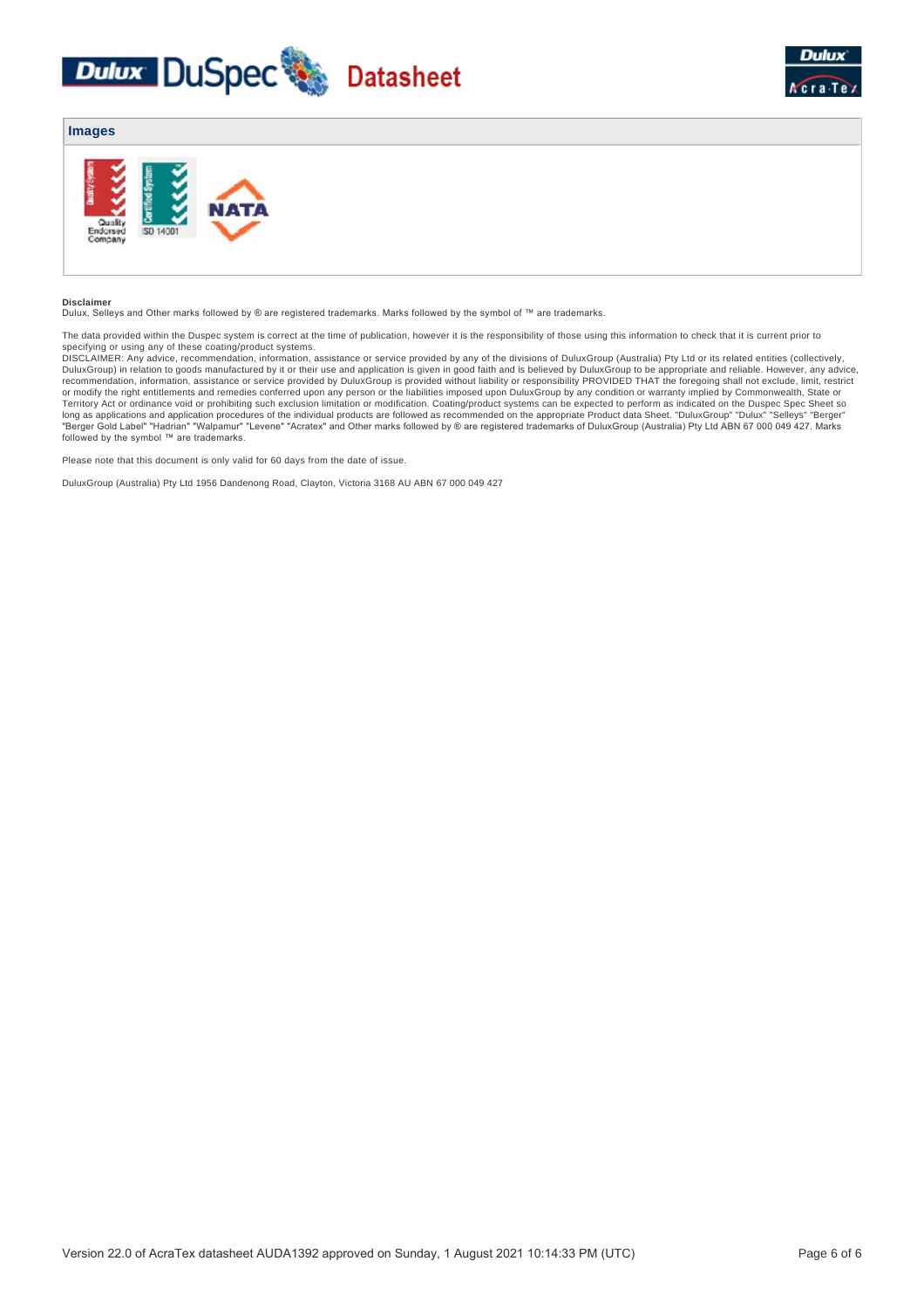## Images

Quality Endorsed Company

ISO 14001

NATA

**Disclaimer**
Dulux, Selleys and Other marks followed by ® are registered trademarks. Marks followed by the symbol of ™ are trademarks.

The data provided within the Duspec system is correct at the time of publication, however it is the responsibility of those using this information to check that it is current prior to specifying or using any of these coating/product systems.
DISCLAIMER: Any advice, recommendation, information, assistance or service provided by any of the divisions of DuluxGroup (Australia) Pty Ltd or its related entities (collectively, DuluxGroup) in relation to goods manufactured by it or their use and application is given in good faith and is believed by DuluxGroup to be appropriate and reliable. However, any advice, recommendation, information, assistance or service provided by DuluxGroup is provided without liability or responsibility PROVIDED THAT the foregoing shall not exclude, limit, restrict or modify the right entitlements and remedies conferred upon any person or the liabilities imposed upon DuluxGroup by any condition or warranty implied by Commonwealth, State or Territory Act or ordinance void or prohibiting such exclusion limitation or modification. Coating/product systems can be expected to perform as indicated on the Duspec Spec Sheet so long as applications and application procedures of the individual products are followed as recommended on the appropriate Product data Sheet. "DuluxGroup" "Dulux" "Selleys" "Berger" "Berger Gold Label" "Hadrian" "Walpamur" "Levene" "Acratex" and Other marks followed by ® are registered trademarks of DuluxGroup (Australia) Pty Ltd ABN 67 000 049 427. Marks followed by the symbol ™ are trademarks.

Please note that this document is only valid for 60 days from the date of issue.

DuluxGroup (Australia) Pty Ltd 1956 Dandenong Road, Clayton, Victoria 3168 AU ABN 67 000 049 427